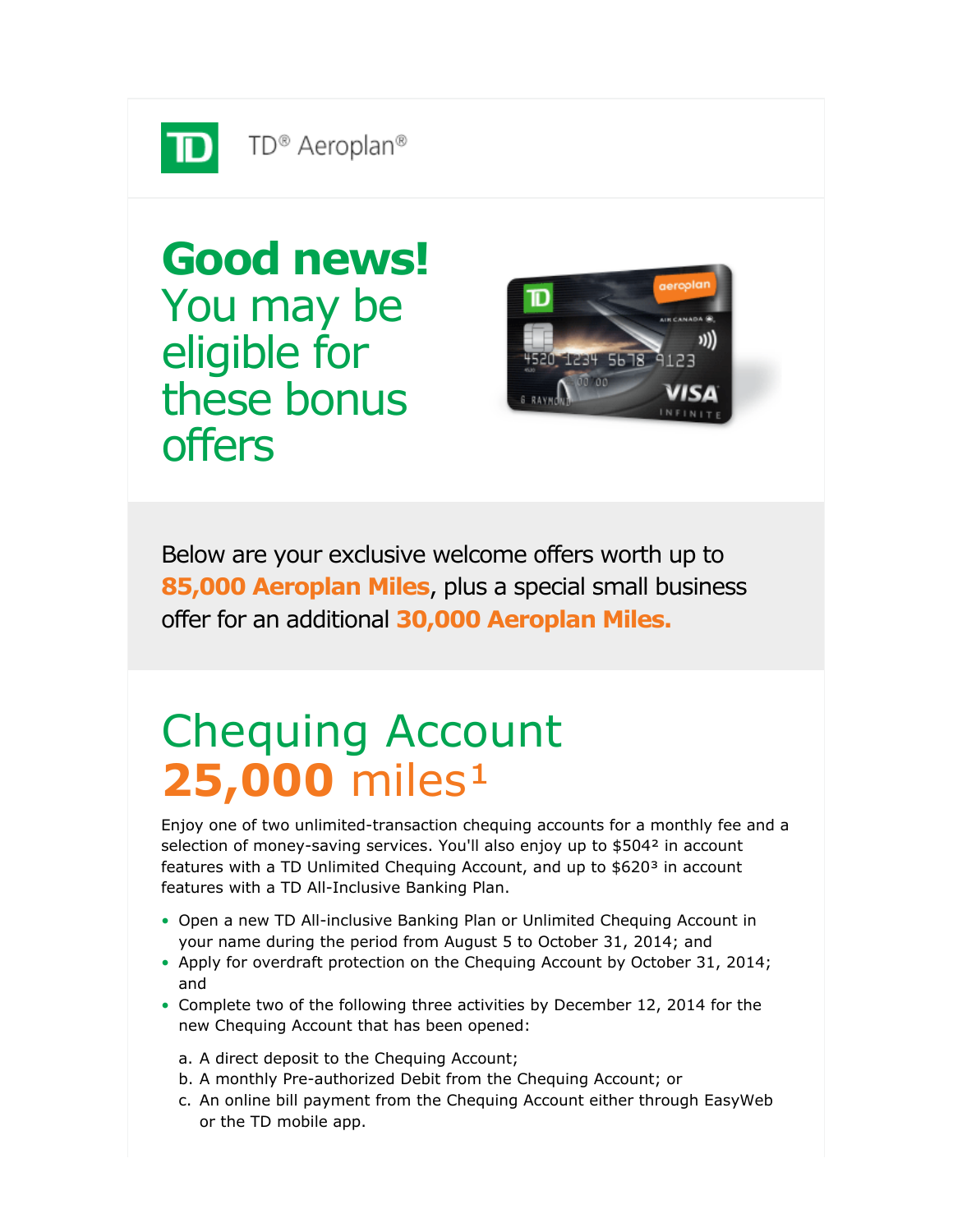TD® Aeroplan®

# Good news!

## You may be eligible for these bonus offers

Below are your exclusive welcome offers worth up to **85,000 Aeroplan Miles**, plus a special small business offer for an additional **30,000 Aeroplan Miles.**

# Chequing Account

## 25,000 miles[1]

Enjoy one of two unlimited-transaction chequing accounts for a monthly fee and a selection of money-saving services. You'll also enjoy up to $504[2] in account features with a TD Unlimited Chequing Account, and up to $620[3] in account features with a TD All-Inclusive Banking Plan.

- Open a new TD All-inclusive Banking Plan or Unlimited Chequing Account in your name during the period from August 5 to October 31, 2014; and
- Apply for overdraft protection on the Chequing Account by October 31, 2014; and
- Complete two of the following three activities by December 12, 2014 for the new Chequing Account that has been opened:

  a. A direct deposit to the Chequing Account;
  b. A monthly Pre-authorized Debit from the Chequing Account; or
  c. An online bill payment from the Chequing Account either through EasyWeb or the TD mobile app.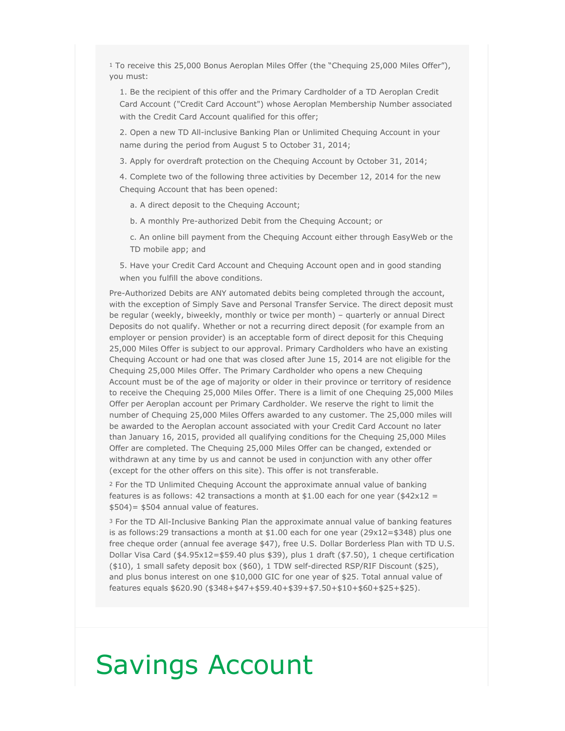[1] To receive this 25,000 Bonus Aeroplan Miles Offer (the "Chequing 25,000 Miles Offer"), you must:

1. Be the recipient of this offer and the Primary Cardholder of a TD Aeroplan Credit Card Account ("Credit Card Account") whose Aeroplan Membership Number associated with the Credit Card Account qualified for this offer;
2. Open a new TD All-inclusive Banking Plan or Unlimited Chequing Account in your name during the period from August 5 to October 31, 2014;
3. Apply for overdraft protection on the Chequing Account by October 31, 2014;
4. Complete two of the following three activities by December 12, 2014 for the new Chequing Account that has been opened:
   a. A direct deposit to the Chequing Account;
   b. A monthly Pre-authorized Debit from the Chequing Account; or
   c. An online bill payment from the Chequing Account either through EasyWeb or the TD mobile app; and
5. Have your Credit Card Account and Chequing Account open and in good standing when you fulfill the above conditions.

Pre-Authorized Debits are ANY automated debits being completed through the account, with the exception of Simply Save and Personal Transfer Service. The direct deposit must be regular (weekly, biweekly, monthly or twice per month) – quarterly or annual Direct Deposits do not qualify. Whether or not a recurring direct deposit (for example from an employer or pension provider) is an acceptable form of direct deposit for this Chequing 25,000 Miles Offer is subject to our approval. Primary Cardholders who have an existing Chequing Account or had one that was closed after June 15, 2014 are not eligible for the Chequing 25,000 Miles Offer. The Primary Cardholder who opens a new Chequing Account must be of the age of majority or older in their province or territory of residence to receive the Chequing 25,000 Miles Offer. There is a limit of one Chequing 25,000 Miles Offer per Aeroplan account per Primary Cardholder. We reserve the right to limit the number of Chequing 25,000 Miles Offers awarded to any customer. The 25,000 miles will be awarded to the Aeroplan account associated with your Credit Card Account no later than January 16, 2015, provided all qualifying conditions for the Chequing 25,000 Miles Offer are completed. The Chequing 25,000 Miles Offer can be changed, extended or withdrawn at any time by us and cannot be used in conjunction with any other offer (except for the other offers on this site). This offer is not transferable.

[2] For the TD Unlimited Chequing Account the approximate annual value of banking features is as follows: 42 transactions a month at $1.00 each for one year ($42x12 = $504)= $504 annual value of features.

[3] For the TD All-Inclusive Banking Plan the approximate annual value of banking features is as follows:29 transactions a month at $1.00 each for one year (29x12=$348) plus one free cheque order (annual fee average $47), free U.S. Dollar Borderless Plan with TD U.S. Dollar Visa Card ($4.95x12=$59.40 plus $39), plus 1 draft ($7.50), 1 cheque certification ($10), 1 small safety deposit box ($60), 1 TDW self-directed RSP/RIF Discount ($25), and plus bonus interest on one $10,000 GIC for one year of $25. Total annual value of features equals $620.90 ($348+$47+$59.40+$39+$7.50+$10+$60+$25+$25).

# Savings Account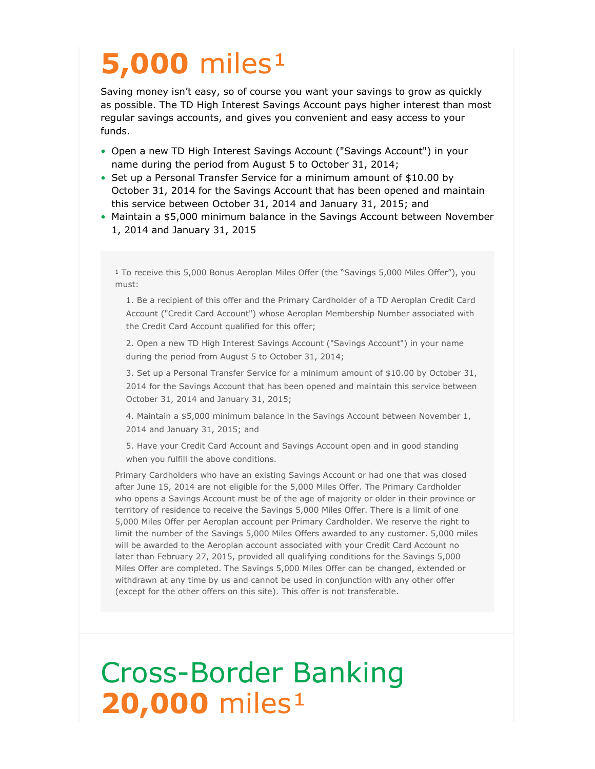# **5,000** miles[1]

Saving money isn't easy, so of course you want your savings to grow as quickly as possible. The TD High Interest Savings Account pays higher interest than most regular savings accounts, and gives you convenient and easy access to your funds.

- Open a new TD High Interest Savings Account ("Savings Account") in your name during the period from August 5 to October 31, 2014;
- Set up a Personal Transfer Service for a minimum amount of $10.00 by October 31, 2014 for the Savings Account that has been opened and maintain this service between October 31, 2014 and January 31, 2015; and
- Maintain a $5,000 minimum balance in the Savings Account between November 1, 2014 and January 31, 2015

[1] To receive this 5,000 Bonus Aeroplan Miles Offer (the "Savings 5,000 Miles Offer"), you must:

1. Be a recipient of this offer and the Primary Cardholder of a TD Aeroplan Credit Card Account ("Credit Card Account") whose Aeroplan Membership Number associated with the Credit Card Account qualified for this offer;
2. Open a new TD High Interest Savings Account ("Savings Account") in your name during the period from August 5 to October 31, 2014;
3. Set up a Personal Transfer Service for a minimum amount of $10.00 by October 31, 2014 for the Savings Account that has been opened and maintain this service between October 31, 2014 and January 31, 2015;
4. Maintain a $5,000 minimum balance in the Savings Account between November 1, 2014 and January 31, 2015; and
5. Have your Credit Card Account and Savings Account open and in good standing when you fulfill the above conditions.

Primary Cardholders who have an existing Savings Account or had one that was closed after June 15, 2014 are not eligible for the 5,000 Miles Offer. The Primary Cardholder who opens a Savings Account must be of the age of majority or older in their province or territory of residence to receive the Savings 5,000 Miles Offer. There is a limit of one 5,000 Miles Offer per Aeroplan account per Primary Cardholder. We reserve the right to limit the number of the Savings 5,000 Miles Offers awarded to any customer. 5,000 miles will be awarded to the Aeroplan account associated with your Credit Card Account no later than February 27, 2015, provided all qualifying conditions for the Savings 5,000 Miles Offer are completed. The Savings 5,000 Miles Offer can be changed, extended or withdrawn at any time by us and cannot be used in conjunction with any other offer (except for the other offers on this site). This offer is not transferable.

# Cross-Border Banking **20,000** miles[1]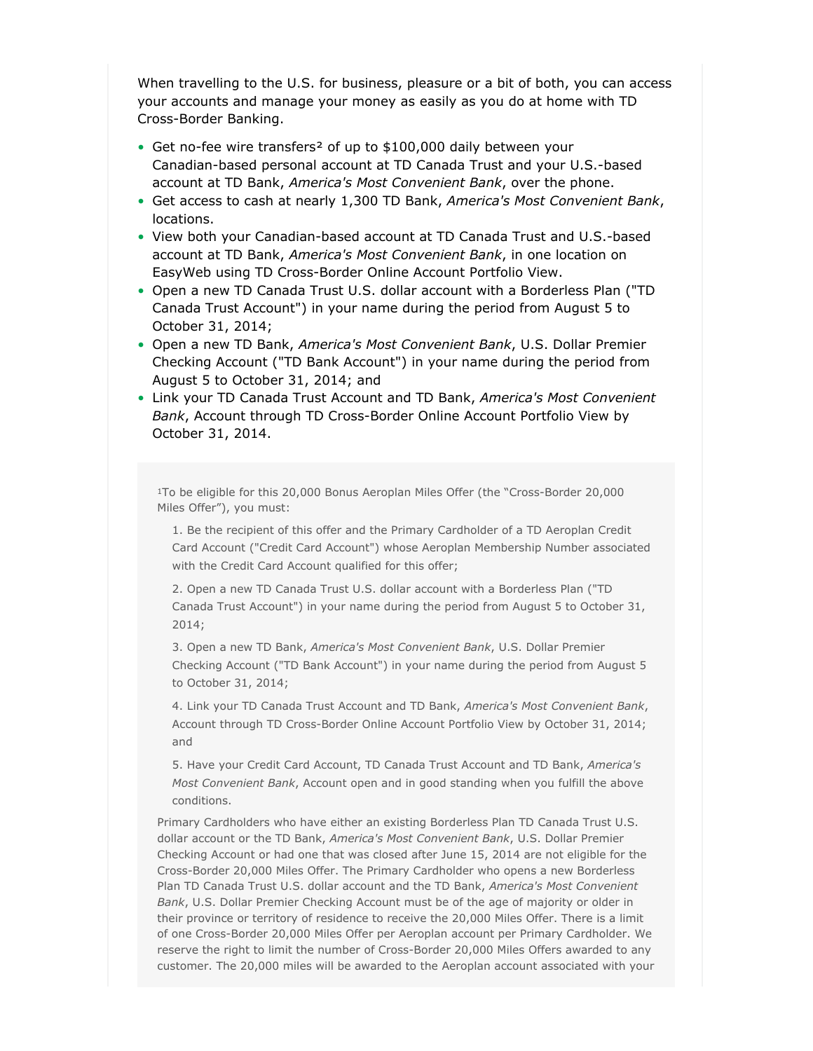When travelling to the U.S. for business, pleasure or a bit of both, you can access your accounts and manage your money as easily as you do at home with TD Cross-Border Banking.

- Get no-fee wire transfers[2] of up to $100,000 daily between your Canadian-based personal account at TD Canada Trust and your U.S.-based account at TD Bank, *America's Most Convenient Bank*, over the phone.
- Get access to cash at nearly 1,300 TD Bank, *America's Most Convenient Bank*, locations.
- View both your Canadian-based account at TD Canada Trust and U.S.-based account at TD Bank, *America's Most Convenient Bank*, in one location on EasyWeb using TD Cross-Border Online Account Portfolio View.
- Open a new TD Canada Trust U.S. dollar account with a Borderless Plan ("TD Canada Trust Account") in your name during the period from August 5 to October 31, 2014;
- Open a new TD Bank, *America's Most Convenient Bank*, U.S. Dollar Premier Checking Account ("TD Bank Account") in your name during the period from August 5 to October 31, 2014; and
- Link your TD Canada Trust Account and TD Bank, *America's Most Convenient Bank*, Account through TD Cross-Border Online Account Portfolio View by October 31, 2014.

[1]To be eligible for this 20,000 Bonus Aeroplan Miles Offer (the "Cross-Border 20,000 Miles Offer"), you must:

1. Be the recipient of this offer and the Primary Cardholder of a TD Aeroplan Credit Card Account ("Credit Card Account") whose Aeroplan Membership Number associated with the Credit Card Account qualified for this offer;
2. Open a new TD Canada Trust U.S. dollar account with a Borderless Plan ("TD Canada Trust Account") in your name during the period from August 5 to October 31, 2014;
3. Open a new TD Bank, *America's Most Convenient Bank*, U.S. Dollar Premier Checking Account ("TD Bank Account") in your name during the period from August 5 to October 31, 2014;
4. Link your TD Canada Trust Account and TD Bank, *America's Most Convenient Bank*, Account through TD Cross-Border Online Account Portfolio View by October 31, 2014; and
5. Have your Credit Card Account, TD Canada Trust Account and TD Bank, *America's Most Convenient Bank*, Account open and in good standing when you fulfill the above conditions.

Primary Cardholders who have either an existing Borderless Plan TD Canada Trust U.S. dollar account or the TD Bank, *America's Most Convenient Bank*, U.S. Dollar Premier Checking Account or had one that was closed after June 15, 2014 are not eligible for the Cross-Border 20,000 Miles Offer. The Primary Cardholder who opens a new Borderless Plan TD Canada Trust U.S. dollar account and the TD Bank, *America's Most Convenient Bank*, U.S. Dollar Premier Checking Account must be of the age of majority or older in their province or territory of residence to receive the 20,000 Miles Offer. There is a limit of one Cross-Border 20,000 Miles Offer per Aeroplan account per Primary Cardholder. We reserve the right to limit the number of Cross-Border 20,000 Miles Offers awarded to any customer. The 20,000 miles will be awarded to the Aeroplan account associated with your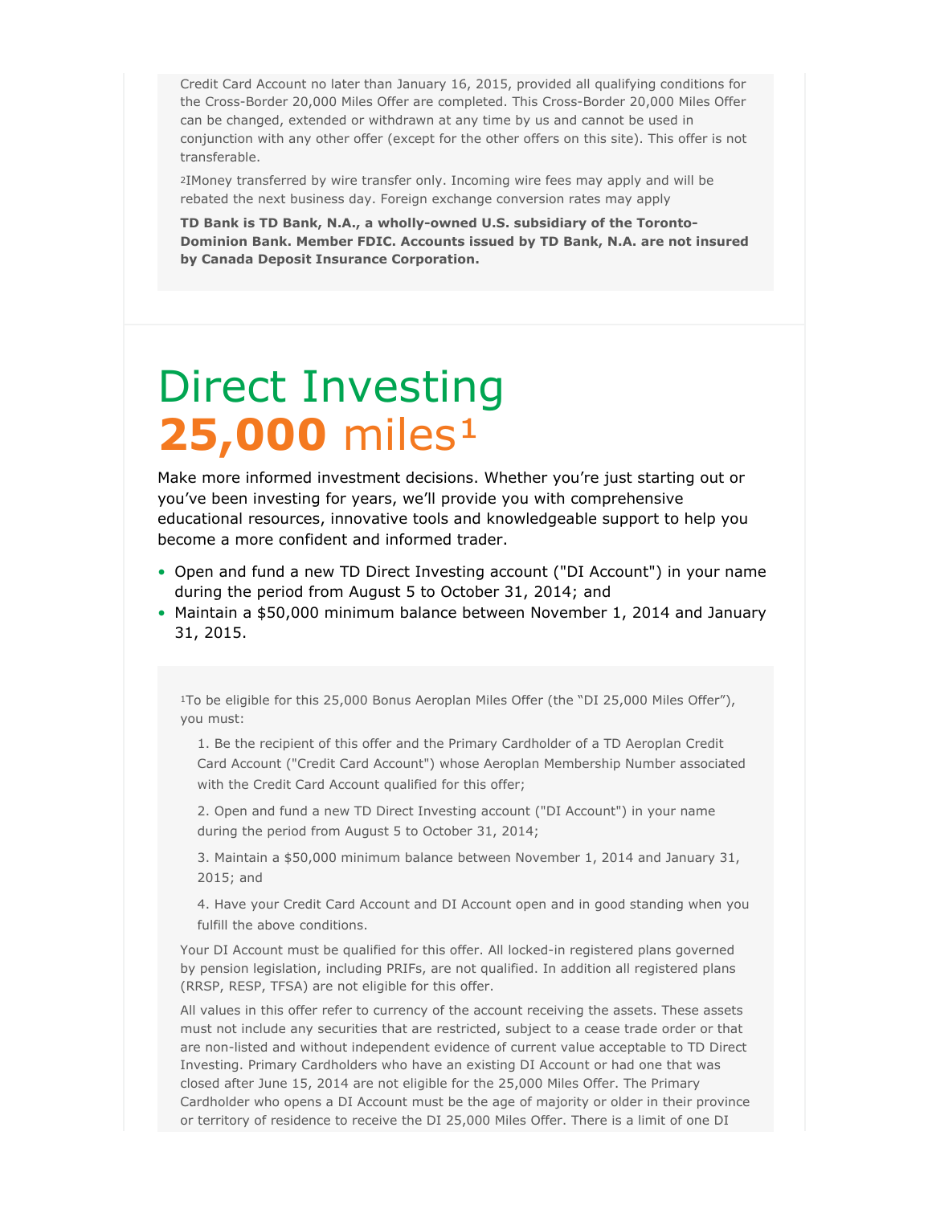Credit Card Account no later than January 16, 2015, provided all qualifying conditions for the Cross-Border 20,000 Miles Offer are completed. This Cross-Border 20,000 Miles Offer can be changed, extended or withdrawn at any time by us and cannot be used in conjunction with any other offer (except for the other offers on this site). This offer is not transferable.

[2]Money transferred by wire transfer only. Incoming wire fees may apply and will be rebated the next business day. Foreign exchange conversion rates may apply

**TD Bank is TD Bank, N.A., a wholly-owned U.S. subsidiary of the Toronto-Dominion Bank. Member FDIC. Accounts issued by TD Bank, N.A. are not insured by Canada Deposit Insurance Corporation.**

# Direct Investing
# **25,000** miles[1]

Make more informed investment decisions. Whether you're just starting out or you've been investing for years, we'll provide you with comprehensive educational resources, innovative tools and knowledgeable support to help you become a more confident and informed trader.

- Open and fund a new TD Direct Investing account ("DI Account") in your name during the period from August 5 to October 31, 2014; and
- Maintain a $50,000 minimum balance between November 1, 2014 and January 31, 2015.

[1]To be eligible for this 25,000 Bonus Aeroplan Miles Offer (the "DI 25,000 Miles Offer"), you must:

1. Be the recipient of this offer and the Primary Cardholder of a TD Aeroplan Credit Card Account ("Credit Card Account") whose Aeroplan Membership Number associated with the Credit Card Account qualified for this offer;
2. Open and fund a new TD Direct Investing account ("DI Account") in your name during the period from August 5 to October 31, 2014;
3. Maintain a $50,000 minimum balance between November 1, 2014 and January 31, 2015; and
4. Have your Credit Card Account and DI Account open and in good standing when you fulfill the above conditions.

Your DI Account must be qualified for this offer. All locked-in registered plans governed by pension legislation, including PRIFs, are not qualified. In addition all registered plans (RRSP, RESP, TFSA) are not eligible for this offer.

All values in this offer refer to currency of the account receiving the assets. These assets must not include any securities that are restricted, subject to a cease trade order or that are non-listed and without independent evidence of current value acceptable to TD Direct Investing. Primary Cardholders who have an existing DI Account or had one that was closed after June 15, 2014 are not eligible for the 25,000 Miles Offer. The Primary Cardholder who opens a DI Account must be the age of majority or older in their province or territory of residence to receive the DI 25,000 Miles Offer. There is a limit of one DI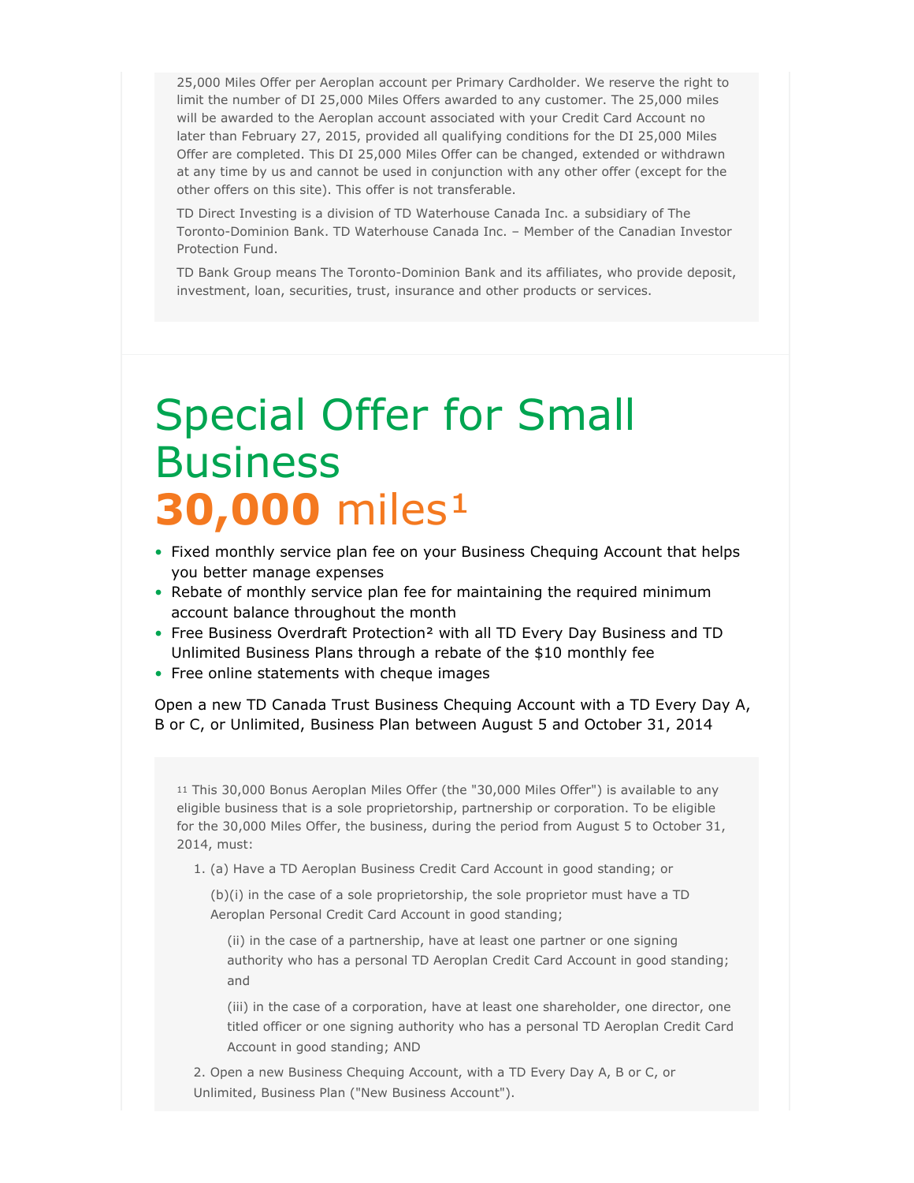25,000 Miles Offer per Aeroplan account per Primary Cardholder. We reserve the right to limit the number of DI 25,000 Miles Offers awarded to any customer. The 25,000 miles will be awarded to the Aeroplan account associated with your Credit Card Account no later than February 27, 2015, provided all qualifying conditions for the DI 25,000 Miles Offer are completed. This DI 25,000 Miles Offer can be changed, extended or withdrawn at any time by us and cannot be used in conjunction with any other offer (except for the other offers on this site). This offer is not transferable.

TD Direct Investing is a division of TD Waterhouse Canada Inc. a subsidiary of The Toronto-Dominion Bank. TD Waterhouse Canada Inc. – Member of the Canadian Investor Protection Fund.

TD Bank Group means The Toronto-Dominion Bank and its affiliates, who provide deposit, investment, loan, securities, trust, insurance and other products or services.

# Special Offer for Small Business

# **30,000** miles[1]

- Fixed monthly service plan fee on your Business Chequing Account that helps you better manage expenses
- Rebate of monthly service plan fee for maintaining the required minimum account balance throughout the month
- Free Business Overdraft Protection[2] with all TD Every Day Business and TD Unlimited Business Plans through a rebate of the $10 monthly fee
- Free online statements with cheque images

Open a new TD Canada Trust Business Chequing Account with a TD Every Day A, B or C, or Unlimited, Business Plan between August 5 and October 31, 2014

[11] This 30,000 Bonus Aeroplan Miles Offer (the "30,000 Miles Offer") is available to any eligible business that is a sole proprietorship, partnership or corporation. To be eligible for the 30,000 Miles Offer, the business, during the period from August 5 to October 31, 2014, must:

1. (a) Have a TD Aeroplan Business Credit Card Account in good standing; or

   (b)(i) in the case of a sole proprietorship, the sole proprietor must have a TD Aeroplan Personal Credit Card Account in good standing;

   (ii) in the case of a partnership, have at least one partner or one signing authority who has a personal TD Aeroplan Credit Card Account in good standing; and

   (iii) in the case of a corporation, have at least one shareholder, one director, one titled officer or one signing authority who has a personal TD Aeroplan Credit Card Account in good standing; AND

2. Open a new Business Chequing Account, with a TD Every Day A, B or C, or Unlimited, Business Plan ("New Business Account").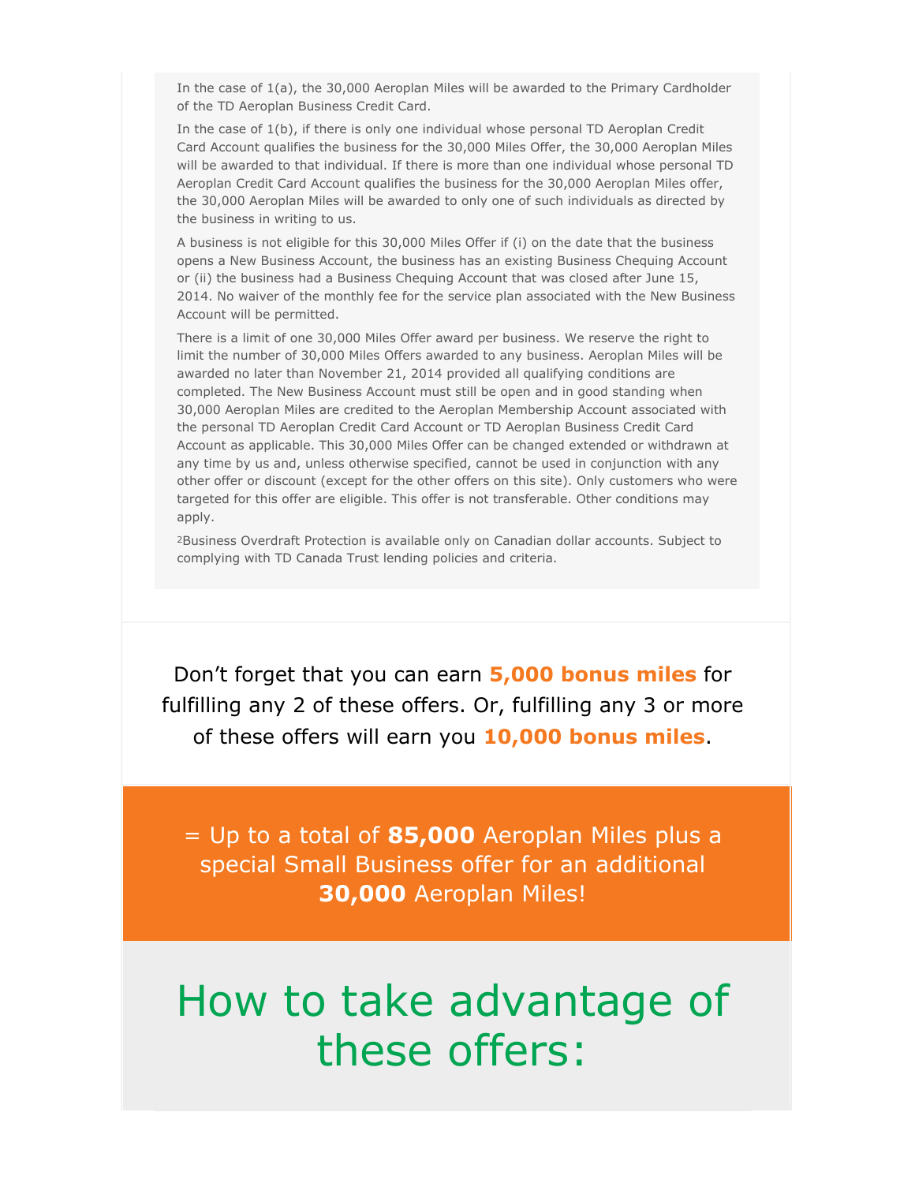In the case of 1(a), the 30,000 Aeroplan Miles will be awarded to the Primary Cardholder of the TD Aeroplan Business Credit Card.

In the case of 1(b), if there is only one individual whose personal TD Aeroplan Credit Card Account qualifies the business for the 30,000 Miles Offer, the 30,000 Aeroplan Miles will be awarded to that individual. If there is more than one individual whose personal TD Aeroplan Credit Card Account qualifies the business for the 30,000 Aeroplan Miles offer, the 30,000 Aeroplan Miles will be awarded to only one of such individuals as directed by the business in writing to us.

A business is not eligible for this 30,000 Miles Offer if (i) on the date that the business opens a New Business Account, the business has an existing Business Chequing Account or (ii) the business had a Business Chequing Account that was closed after June 15, 2014. No waiver of the monthly fee for the service plan associated with the New Business Account will be permitted.

There is a limit of one 30,000 Miles Offer award per business. We reserve the right to limit the number of 30,000 Miles Offers awarded to any business. Aeroplan Miles will be awarded no later than November 21, 2014 provided all qualifying conditions are completed. The New Business Account must still be open and in good standing when 30,000 Aeroplan Miles are credited to the Aeroplan Membership Account associated with the personal TD Aeroplan Credit Card Account or TD Aeroplan Business Credit Card Account as applicable. This 30,000 Miles Offer can be changed extended or withdrawn at any time by us and, unless otherwise specified, cannot be used in conjunction with any other offer or discount (except for the other offers on this site). Only customers who were targeted for this offer are eligible. This offer is not transferable. Other conditions may apply.

[2]Business Overdraft Protection is available only on Canadian dollar accounts. Subject to complying with TD Canada Trust lending policies and criteria.

Don't forget that you can earn **5,000 bonus miles** for fulfilling any 2 of these offers. Or, fulfilling any 3 or more of these offers will earn you **10,000 bonus miles**.

= Up to a total of **85,000** Aeroplan Miles plus a special Small Business offer for an additional **30,000** Aeroplan Miles!

# How to take advantage of these offers: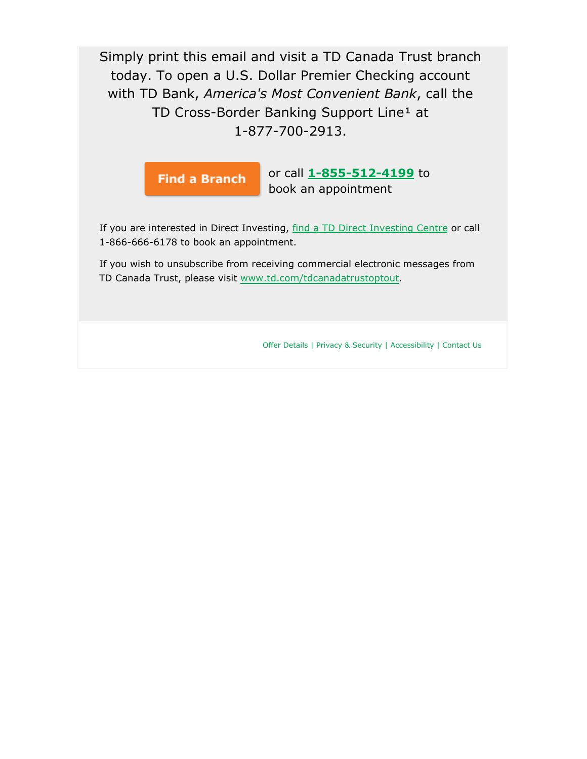Simply print this email and visit a TD Canada Trust branch today. To open a U.S. Dollar Premier Checking account with TD Bank, *America's Most Convenient Bank*, call the TD Cross-Border Banking Support Line[1] at 1-877-700-2913.

Find a Branch or call **1-855-512-4199** to book an appointment

If you are interested in Direct Investing, find a TD Direct Investing Centre or call 1-866-666-6178 to book an appointment.

If you wish to unsubscribe from receiving commercial electronic messages from TD Canada Trust, please visit www.td.com/tdcanadatrustoptout.

Offer Details | Privacy & Security | Accessibility | Contact Us